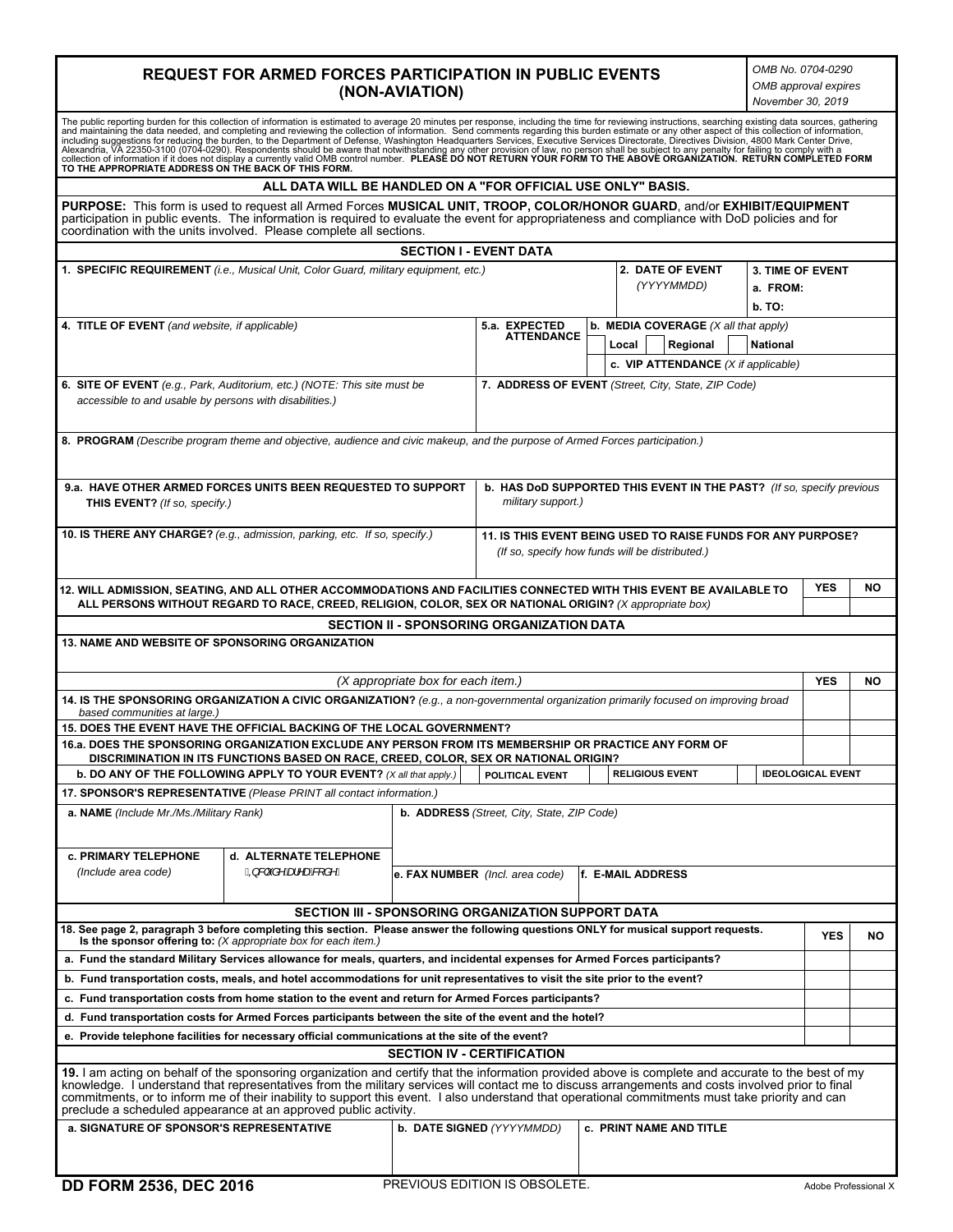# REQUEST FOR ARMED FORCES PARTICIPATION IN PUBLIC EVENTS (NON-AVIATION)

*OMB No. 0704-0290*
*OMB approval expires November 30, 2019*

The public reporting burden for this collection of information is estimated to average 20 minutes per response, including the time for reviewing instructions, searching existing data sources, gathering and maintaining the data needed, and completing and reviewing the collection of information. Send comments regarding this burden estimate or any other aspect of this collection of information, including suggestions for reducing the burden, to the Department of Defense, Washington Headquarters Services, Executive Services Directorate, Directives Division, 4800 Mark Center Drive, Alexandria, VA 22350-3100 (0704-0290). Respondents should be aware that notwithstanding any other provision of law, no person shall be subject to any penalty for failing to comply with a collection of information if it does not display a currently valid OMB control number. **PLEASE DO NOT RETURN YOUR FORM TO THE ABOVE ORGANIZATION. RETURN COMPLETED FORM TO THE APPROPRIATE ADDRESS ON THE BACK OF THIS FORM.**

**ALL DATA WILL BE HANDLED ON A "FOR OFFICIAL USE ONLY" BASIS.**

**PURPOSE:** This form is used to request all Armed Forces **MUSICAL UNIT, TROOP, COLOR/HONOR GUARD**, and/or **EXHIBIT/EQUIPMENT** participation in public events. The information is required to evaluate the event for appropriateness and compliance with DoD policies and for coordination with the units involved. Please complete all sections.

## SECTION I - EVENT DATA

**1. SPECIFIC REQUIREMENT** *(i.e., Musical Unit, Color Guard, military equipment, etc.)*

**2. DATE OF EVENT** *(YYYYMMDD)*

**3. TIME OF EVENT**
**a. FROM:**
**b. TO:**

**4. TITLE OF EVENT** *(and website, if applicable)*

**5.a. EXPECTED ATTENDANCE**

**b. MEDIA COVERAGE** *(X all that apply)*
☐ Local ☐ Regional ☐ National

☐ **c. VIP ATTENDANCE** *(X if applicable)*

**6. SITE OF EVENT** *(e.g., Park, Auditorium, etc.) (NOTE: This site must be accessible to and usable by persons with disabilities.)*

**7. ADDRESS OF EVENT** *(Street, City, State, ZIP Code)*

**8. PROGRAM** *(Describe program theme and objective, audience and civic makeup, and the purpose of Armed Forces participation.)*

**9.a. HAVE OTHER ARMED FORCES UNITS BEEN REQUESTED TO SUPPORT THIS EVENT?** *(If so, specify.)*

**b. HAS DoD SUPPORTED THIS EVENT IN THE PAST?** *(If so, specify previous military support.)*

**10. IS THERE ANY CHARGE?** *(e.g., admission, parking, etc. If so, specify.)*

**11. IS THIS EVENT BEING USED TO RAISE FUNDS FOR ANY PURPOSE?** *(If so, specify how funds will be distributed.)*

| | YES | NO |
|---|---|---|
| **12. WILL ADMISSION, SEATING, AND ALL OTHER ACCOMMODATIONS AND FACILITIES CONNECTED WITH THIS EVENT BE AVAILABLE TO ALL PERSONS WITHOUT REGARD TO RACE, CREED, RELIGION, COLOR, SEX OR NATIONAL ORIGIN?** *(X appropriate box)* | | |

## SECTION II - SPONSORING ORGANIZATION DATA

**13. NAME AND WEBSITE OF SPONSORING ORGANIZATION**

| *(X appropriate box for each item.)* | YES | NO |
|---|---|---|
| **14. IS THE SPONSORING ORGANIZATION A CIVIC ORGANIZATION?** *(e.g., a non-governmental organization primarily focused on improving broad based communities at large.)* | | |
| **15. DOES THE EVENT HAVE THE OFFICIAL BACKING OF THE LOCAL GOVERNMENT?** | | |
| **16.a. DOES THE SPONSORING ORGANIZATION EXCLUDE ANY PERSON FROM ITS MEMBERSHIP OR PRACTICE ANY FORM OF DISCRIMINATION IN ITS FUNCTIONS BASED ON RACE, CREED, COLOR, SEX OR NATIONAL ORIGIN?** | | |

**b. DO ANY OF THE FOLLOWING APPLY TO YOUR EVENT?** *(X all that apply.)* ☐ POLITICAL EVENT ☐ RELIGIOUS EVENT ☐ IDEOLOGICAL EVENT

**17. SPONSOR'S REPRESENTATIVE** *(Please PRINT all contact information.)*

**a. NAME** *(Include Mr./Ms./Military Rank)*

**b. ADDRESS** *(Street, City, State, ZIP Code)*

**c. PRIMARY TELEPHONE** *(Include area code)*

**d. ALTERNATE TELEPHONE** *(Include area code)*

**e. FAX NUMBER** *(Incl. area code)*

**f. E-MAIL ADDRESS**

## SECTION III - SPONSORING ORGANIZATION SUPPORT DATA

| **18. See page 2, paragraph 3 before completing this section. Please answer the following questions ONLY for musical support requests. Is the sponsor offering to:** *(X appropriate box for each item.)* | YES | NO |
|---|---|---|
| **a. Fund the standard Military Services allowance for meals, quarters, and incidental expenses for Armed Forces participants?** | | |
| **b. Fund transportation costs, meals, and hotel accommodations for unit representatives to visit the site prior to the event?** | | |
| **c. Fund transportation costs from home station to the event and return for Armed Forces participants?** | | |
| **d. Fund transportation costs for Armed Forces participants between the site of the event and the hotel?** | | |
| **e. Provide telephone facilities for necessary official communications at the site of the event?** | | |

## SECTION IV - CERTIFICATION

**19.** I am acting on behalf of the sponsoring organization and certify that the information provided above is complete and accurate to the best of my knowledge. I understand that representatives from the military services will contact me to discuss arrangements and costs involved prior to final commitments, or to inform me of their inability to support this event. I also understand that operational commitments must take priority and can preclude a scheduled appearance at an approved public activity.

**a. SIGNATURE OF SPONSOR'S REPRESENTATIVE**

**b. DATE SIGNED** *(YYYYMMDD)*

**c. PRINT NAME AND TITLE**

**DD FORM 2536, DEC 2016** PREVIOUS EDITION IS OBSOLETE. Adobe Professional X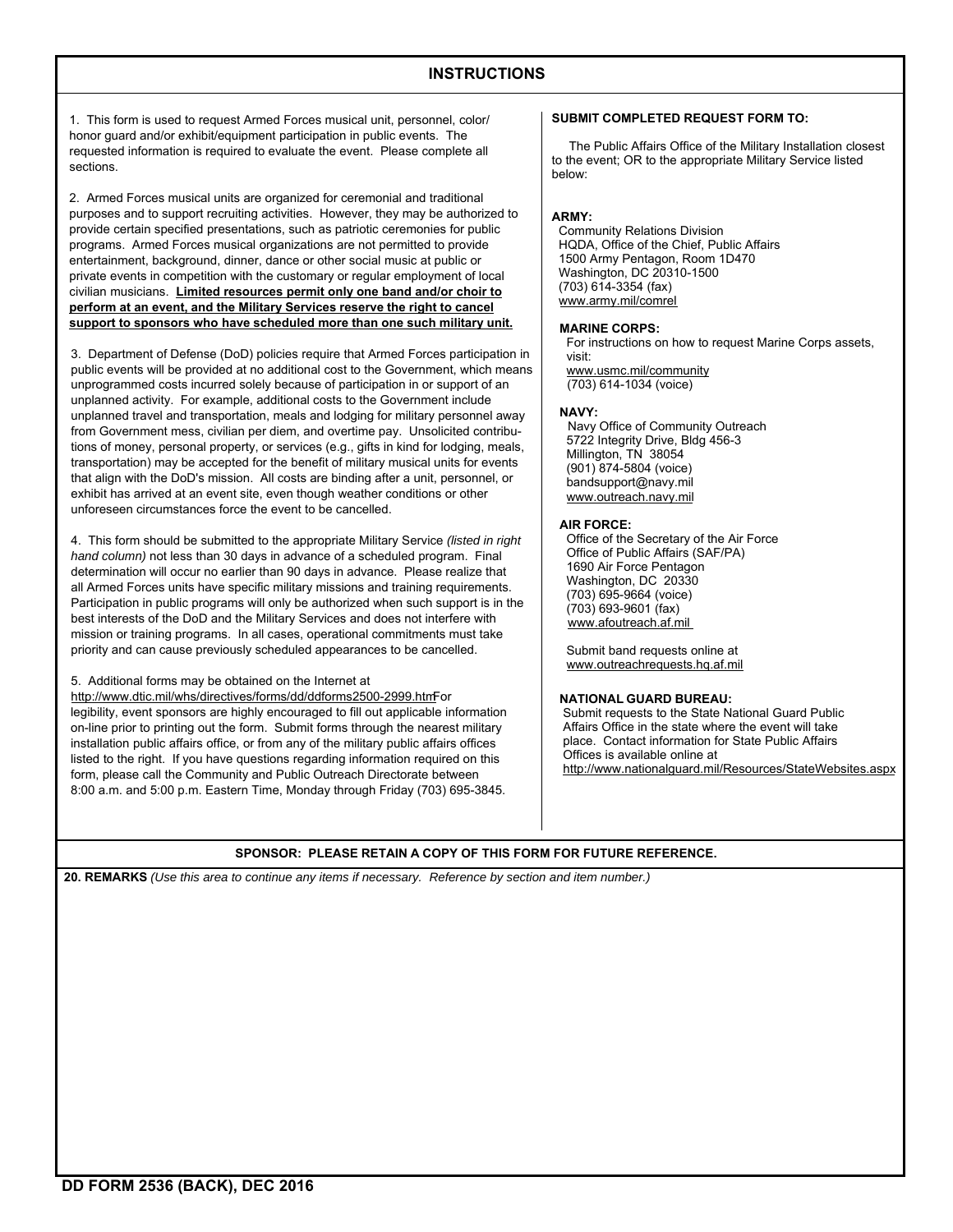## INSTRUCTIONS

1. This form is used to request Armed Forces musical unit, personnel, color/honor guard and/or exhibit/equipment participation in public events. The requested information is required to evaluate the event. Please complete all sections.

2. Armed Forces musical units are organized for ceremonial and traditional purposes and to support recruiting activities. However, they may be authorized to provide certain specified presentations, such as patriotic ceremonies for public programs. Armed Forces musical organizations are not permitted to provide entertainment, background, dinner, dance or other social music at public or private events in competition with the customary or regular employment of local civilian musicians. **Limited resources permit only one band and/or choir to perform at an event, and the Military Services reserve the right to cancel support to sponsors who have scheduled more than one such military unit.**

3. Department of Defense (DoD) policies require that Armed Forces participation in public events will be provided at no additional cost to the Government, which means unprogrammed costs incurred solely because of participation in or support of an unplanned activity. For example, additional costs to the Government include unplanned travel and transportation, meals and lodging for military personnel away from Government mess, civilian per diem, and overtime pay. Unsolicited contributions of money, personal property, or services (e.g., gifts in kind for lodging, meals, transportation) may be accepted for the benefit of military musical units for events that align with the DoD's mission. All costs are binding after a unit, personnel, or exhibit has arrived at an event site, even though weather conditions or other unforeseen circumstances force the event to be cancelled.

4. This form should be submitted to the appropriate Military Service *(listed in right hand column)* not less than 30 days in advance of a scheduled program. Final determination will occur no earlier than 90 days in advance. Please realize that all Armed Forces units have specific military missions and training requirements. Participation in public programs will only be authorized when such support is in the best interests of the DoD and the Military Services and does not interfere with mission or training programs. In all cases, operational commitments must take priority and can cause previously scheduled appearances to be cancelled.

5. Additional forms may be obtained on the Internet at http://www.dtic.mil/whs/directives/forms/dd/ddforms2500-2999.htm For legibility, event sponsors are highly encouraged to fill out applicable information on-line prior to printing out the form. Submit forms through the nearest military installation public affairs office, or from any of the military public affairs offices listed to the right. If you have questions regarding information required on this form, please call the Community and Public Outreach Directorate between 8:00 a.m. and 5:00 p.m. Eastern Time, Monday through Friday (703) 695-3845.

**SUBMIT COMPLETED REQUEST FORM TO:**

The Public Affairs Office of the Military Installation closest to the event; OR to the appropriate Military Service listed below:

**ARMY:**
Community Relations Division
HQDA, Office of the Chief, Public Affairs
1500 Army Pentagon, Room 1D470
Washington, DC 20310-1500
(703) 614-3354 (fax)
www.army.mil/comrel

**MARINE CORPS:**
For instructions on how to request Marine Corps assets, visit:
www.usmc.mil/community
(703) 614-1034 (voice)

**NAVY:**
Navy Office of Community Outreach
5722 Integrity Drive, Bldg 456-3
Millington, TN 38054
(901) 874-5804 (voice)
bandsupport@navy.mil
www.outreach.navy.mil

**AIR FORCE:**
Office of the Secretary of the Air Force
Office of Public Affairs (SAF/PA)
1690 Air Force Pentagon
Washington, DC 20330
(703) 695-9664 (voice)
(703) 693-9601 (fax)
www.afoutreach.af.mil

Submit band requests online at
www.outreachrequests.hq.af.mil

**NATIONAL GUARD BUREAU:**
Submit requests to the State National Guard Public Affairs Office in the state where the event will take place. Contact information for State Public Affairs Offices is available online at
http://www.nationalguard.mil/Resources/StateWebsites.aspx

**SPONSOR: PLEASE RETAIN A COPY OF THIS FORM FOR FUTURE REFERENCE.**

**20. REMARKS** *(Use this area to continue any items if necessary. Reference by section and item number.)*

**DD FORM 2536 (BACK), DEC 2016**